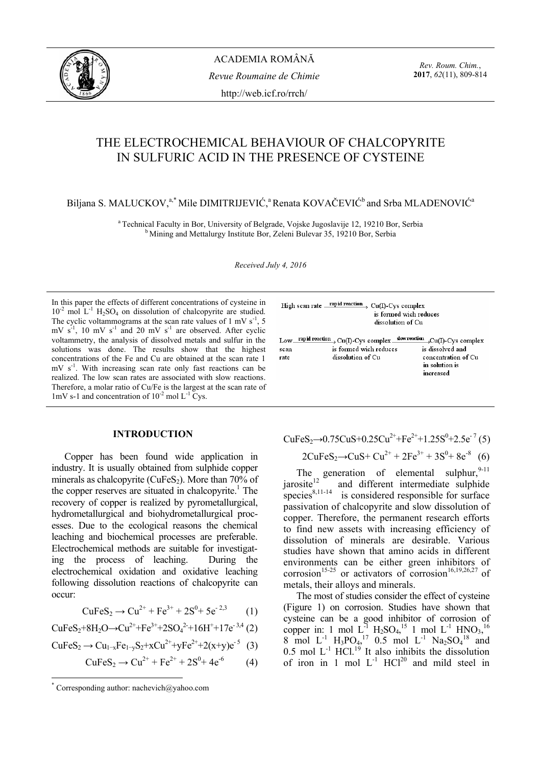# THE ELECTROCHEMICAL BEHAVIOUR OF CHALCOPYRITE IN SULFURIC ACID IN THE PRESENCE OF CYSTEINE

Biljana S. MALUCKOV,[a,*] Mile DIMITRIJEVIĆ,[a] Renata KOVAČEVIĆ[b] and Srba MLADENOVIĆ[a]

[a] Technical Faculty in Bor, University of Belgrade, Vojske Jugoslavije 12, 19210 Bor, Serbia
[b] Mining and Mettalurgy Institute Bor, Zeleni Bulevar 35, 19210 Bor, Serbia

*Received July 4, 2016*

In this paper the effects of different concentrations of cysteine in $10^{-2}$ mol $L^{-1}$ $H_2SO_4$ on dissolution of chalcopyrite are studied. The cyclic voltammograms at the scan rate values of 1 mV $s^{-1}$, 5 mV $s^{-1}$, 10 mV $s^{-1}$ and 20 mV $s^{-1}$ are observed. After cyclic voltammetry, the analysis of dissolved metals and sulfur in the solutions was done. The results show that the highest concentrations of the Fe and Cu are obtained at the scan rate 1 mV $s^{-1}$. With increasing scan rate only fast reactions can be realized. The low scan rates are associated with slow reactions. Therefore, a molar ratio of Cu/Fe is the largest at the scan rate of 1mV s-1 and concentration of $10^{-2}$ mol $L^{-1}$ Cys.

High scan rate $\xrightarrow{\text{rapid reaction}}$ Cu(I)-Cys complex is formed wich reduces dissolution of Cu

Low scan rate $\xrightarrow{\text{rapid reaction}}$ Cu(I)-Cys complex is formed wich reduces dissolution of Cu $\xrightarrow{\text{slow reaction}}$ Cu(I)-Cys complex is dissolved and concentration of Cu in solution is increased

## INTRODUCTION

Copper has been found wide application in industry. It is usually obtained from sulphide copper minerals as chalcopyrite ($CuFeS_2$). More than 70% of the copper reserves are situated in chalcopyrite.[1] The recovery of copper is realized by pyrometallurgical, hydrometallurgical and biohydrometallurgical processes. Due to the ecological reasons the chemical leaching and biochemical processes are preferable. Electrochemical methods are suitable for investigating the process of leaching. During the electrochemical oxidation and oxidative leaching following dissolution reactions of chalcopyrite can occur:

$$CuFeS_2 \rightarrow Cu^{2+} + Fe^{3+} + 2S^0 + 5e^- \quad (1)$$ [2,3]

$$CuFeS_2 + 8H_2O \rightarrow Cu^{2+} + Fe^{3+} + 2SO_4^{2-} + 16H^+ + 17e^- \quad (2)$$ [3,4]

$$CuFeS_2 \rightarrow Cu_{1-x}Fe_{1-y}S_2 + xCu^{2+} + yFe^{2+} + 2(x+y)e^- \quad (3)$$ [5]

$$CuFeS_2 \rightarrow Cu^{2+} + Fe^{2+} + 2S^0 + 4e^- \quad (4)$$ [6]

$$CuFeS_2 \rightarrow 0.75CuS + 0.25Cu^{2+} + Fe^{2+} + 1.25S^0 + 2.5e^- \quad (5)$$ [7]

$$2CuFeS_2 \rightarrow CuS + Cu^{2+} + 2Fe^{3+} + 3S^0 + 8e^- \quad (6)$$ [8]

The generation of elemental sulphur,[9-11] jarosite[12] and different intermediate sulphide species[8,11-14] is considered responsible for surface passivation of chalcopyrite and slow dissolution of copper. Therefore, the permanent research efforts to find new assets with increasing efficiency of dissolution of minerals are desirable. Various studies have shown that amino acids in different environments can be either green inhibitors of corrosion[15-25] or activators of corrosion[16,19,26,27] of metals, their alloys and minerals.

The most of studies consider the effect of cysteine (Figure 1) on corrosion. Studies have shown that cysteine can be a good inhibitor of corrosion of copper in: 1 mol $L^{-1}$ $H_2SO_4$,[15] 1 mol $L^{-1}$ $HNO_3$,[16] 8 mol $L^{-1}$ $H_3PO_4$,[17] 0.5 mol $L^{-1}$ $Na_2SO_4$[18] and 0.5 mol $L^{-1}$ HCl.[19] It also inhibits the dissolution of iron in 1 mol $L^{-1}$ HCl[20] and mild steel in

* Corresponding author: nachevich@yahoo.com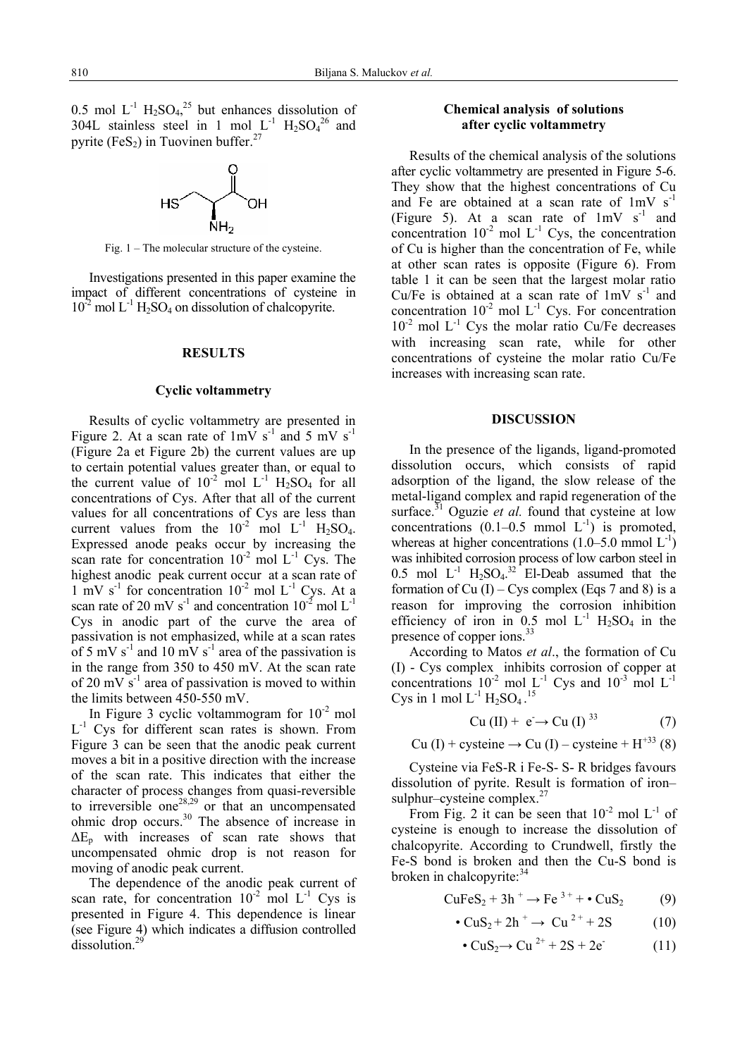0.5 mol $L^{-1}$ $H_2SO_4$,[25] but enhances dissolution of 304L stainless steel in 1 mol $L^{-1}$ $H_2SO_4$[26] and pyrite ($FeS_2$) in Tuovinen buffer.[27]

Fig. 1 – The molecular structure of the cysteine.

Investigations presented in this paper examine the impact of different concentrations of cysteine in $10^{-2}$ mol $L^{-1}$ $H_2SO_4$ on dissolution of chalcopyrite.

## RESULTS

### Cyclic voltammetry

Results of cyclic voltammetry are presented in Figure 2. At a scan rate of 1mV $s^{-1}$ and 5 mV $s^{-1}$ (Figure 2a et Figure 2b) the current values are up to certain potential values greater than, or equal to the current value of $10^{-2}$ mol $L^{-1}$ $H_2SO_4$ for all concentrations of Cys. After that all of the current values for all concentrations of Cys are less than current values from the $10^{-2}$ mol $L^{-1}$ $H_2SO_4$. Expressed anode peaks occur by increasing the scan rate for concentration $10^{-2}$ mol $L^{-1}$ Cys. The highest anodic peak current occur at a scan rate of 1 mV $s^{-1}$ for concentration $10^{-2}$ mol $L^{-1}$ Cys. At a scan rate of 20 mV $s^{-1}$ and concentration $10^{-2}$ mol $L^{-1}$ Cys in anodic part of the curve the area of passivation is not emphasized, while at a scan rates of 5 mV $s^{-1}$ and 10 mV $s^{-1}$ area of the passivation is in the range from 350 to 450 mV. At the scan rate of 20 mV $s^{-1}$ area of passivation is moved to within the limits between 450-550 mV.

In Figure 3 cyclic voltammogram for $10^{-2}$ mol $L^{-1}$ Cys for different scan rates is shown. From Figure 3 can be seen that the anodic peak current moves a bit in a positive direction with the increase of the scan rate. This indicates that either the character of process changes from quasi-reversible to irreversible one[28,29] or that an uncompensated ohmic drop occurs.[30] The absence of increase in $\Delta E_p$ with increases of scan rate shows that uncompensated ohmic drop is not reason for moving of anodic peak current.

The dependence of the anodic peak current of scan rate, for concentration $10^{-2}$ mol $L^{-1}$ Cys is presented in Figure 4. This dependence is linear (see Figure 4) which indicates a diffusion controlled dissolution.[29]

### Chemical analysis of solutions after cyclic voltammetry

Results of the chemical analysis of the solutions after cyclic voltammetry are presented in Figure 5-6. They show that the highest concentrations of Cu and Fe are obtained at a scan rate of 1mV $s^{-1}$ (Figure 5). At a scan rate of 1mV $s^{-1}$ and concentration $10^{-2}$ mol $L^{-1}$ Cys, the concentration of Cu is higher than the concentration of Fe, while at other scan rates is opposite (Figure 6). From table 1 it can be seen that the largest molar ratio Cu/Fe is obtained at a scan rate of 1mV $s^{-1}$ and concentration $10^{-2}$ mol $L^{-1}$ Cys. For concentration $10^{-2}$ mol $L^{-1}$ Cys the molar ratio Cu/Fe decreases with increasing scan rate, while for other concentrations of cysteine the molar ratio Cu/Fe increases with increasing scan rate.

## DISCUSSION

In the presence of the ligands, ligand-promoted dissolution occurs, which consists of rapid adsorption of the ligand, the slow release of the metal-ligand complex and rapid regeneration of the surface.[31] Oguzie *et al.* found that cysteine at low concentrations (0.1–0.5 mmol $L^{-1}$) is promoted, whereas at higher concentrations (1.0–5.0 mmol $L^{-1}$) was inhibited corrosion process of low carbon steel in 0.5 mol $L^{-1}$ $H_2SO_4$.[32] El-Deab assumed that the formation of Cu (I) – Cys complex (Eqs 7 and 8) is a reason for improving the corrosion inhibition efficiency of iron in 0.5 mol $L^{-1}$ $H_2SO_4$ in the presence of copper ions.[33]

According to Matos *et al*., the formation of Cu (I) - Cys complex inhibits corrosion of copper at concentrations $10^{-2}$ mol $L^{-1}$ Cys and $10^{-3}$ mol $L^{-1}$ Cys in 1 mol $L^{-1}$ $H_2SO_4$.[15]

$$\text{Cu (II)} + e^- \rightarrow \text{Cu (I)} \quad (7)$$

$$\text{Cu (I)} + \text{cysteine} \rightarrow \text{Cu (I) – cysteine} + H^+ \quad (8)$$

[33]

Cysteine via FeS-R i Fe-S- S- R bridges favours dissolution of pyrite. Result is formation of iron–sulphur–cysteine complex.[27]

From Fig. 2 it can be seen that $10^{-2}$ mol $L^{-1}$ of cysteine is enough to increase the dissolution of chalcopyrite. According to Crundwell, firstly the Fe-S bond is broken and then the Cu-S bond is broken in chalcopyrite:[34]

$$CuFeS_2 + 3h^+ \rightarrow Fe^{3+} + \bullet CuS_2 \quad (9)$$

$$\bullet CuS_2 + 2h^+ \rightarrow Cu^{2+} + 2S \quad (10)$$

$$\bullet CuS_2 \rightarrow Cu^{2+} + 2S + 2e^- \quad (11)$$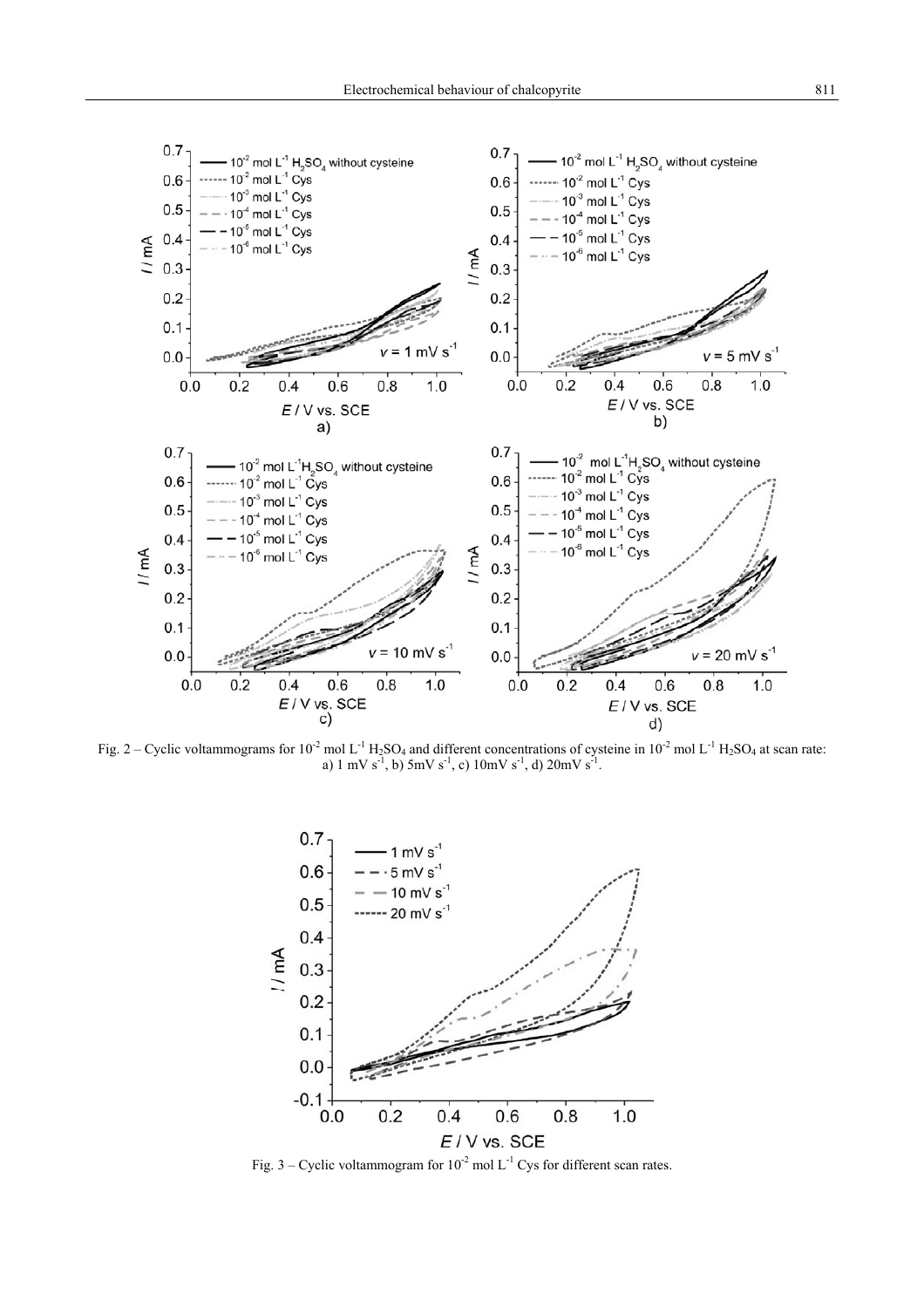Fig. 2 – Cyclic voltammograms for $10^{-2}$ mol $L^{-1}$ $H_2SO_4$ and different concentrations of cysteine in $10^{-2}$ mol $L^{-1}$ $H_2SO_4$ at scan rate: a) 1 mV $s^{-1}$, b) 5mV $s^{-1}$, c) 10mV $s^{-1}$, d) 20mV $s^{-1}$.

Fig. 3 – Cyclic voltammogram for $10^{-2}$ mol $L^{-1}$ Cys for different scan rates.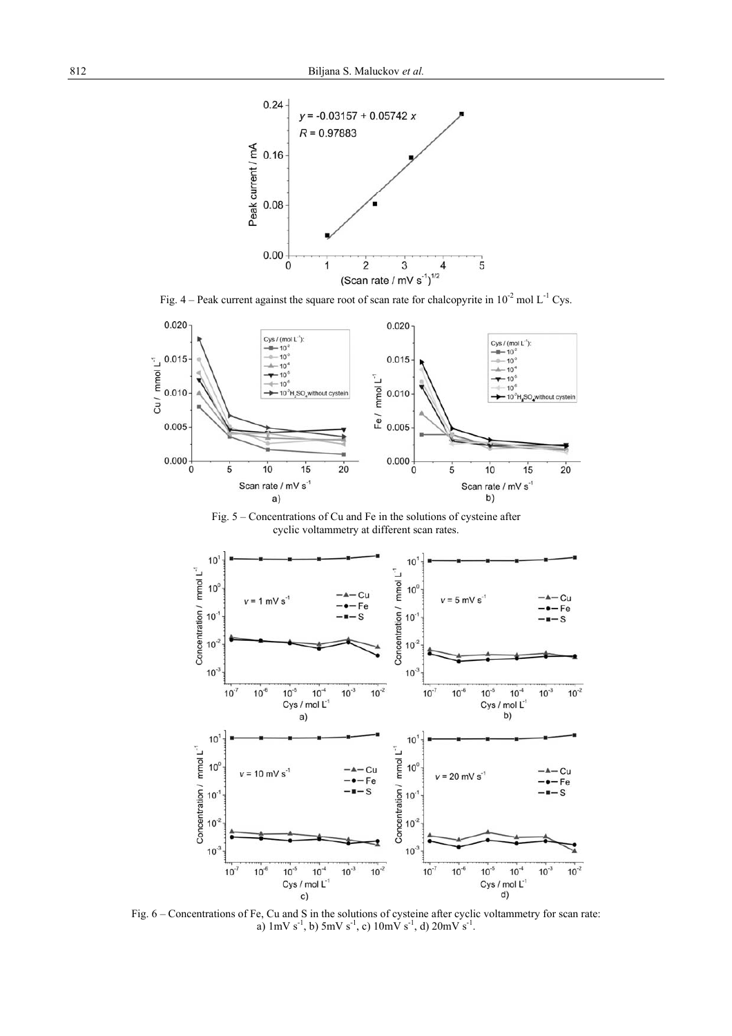Fig. 4 – Peak current against the square root of scan rate for chalcopyrite in $10^{-2}$ mol $L^{-1}$ Cys.

Fig. 5 – Concentrations of Cu and Fe in the solutions of cysteine after cyclic voltammetry at different scan rates.

Fig. 6 – Concentrations of Fe, Cu and S in the solutions of cysteine after cyclic voltammetry for scan rate: a) 1mV $s^{-1}$, b) 5mV $s^{-1}$, c) 10mV $s^{-1}$, d) 20mV $s^{-1}$.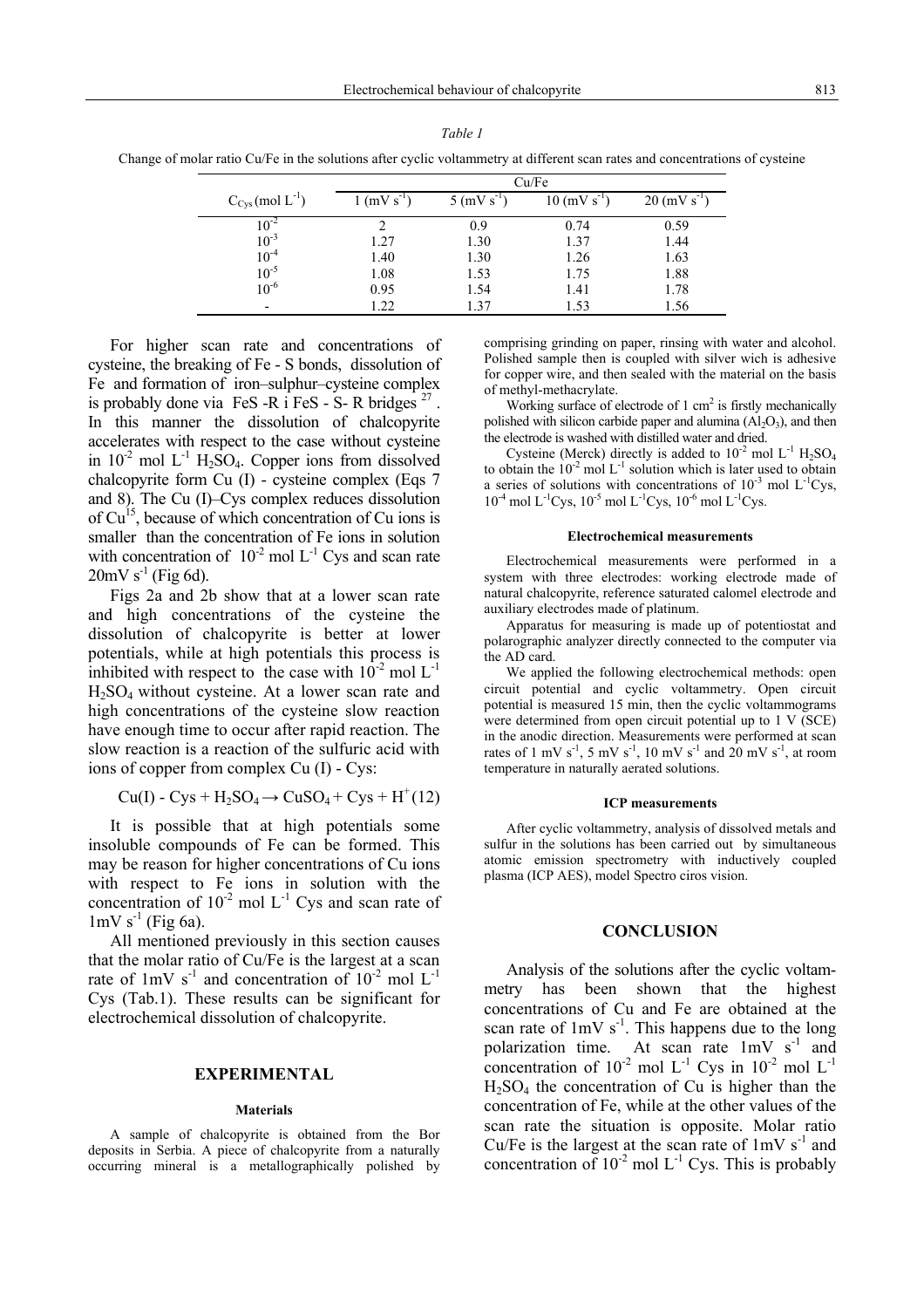*Table 1*

Change of molar ratio Cu/Fe in the solutions after cyclic voltammetry at different scan rates and concentrations of cysteine

| $C_{Cys}$ (mol $L^{-1}$) | Cu/Fe | | | |
|---|---|---|---|---|
| | 1 (mV $s^{-1}$) | 5 (mV $s^{-1}$) | 10 (mV $s^{-1}$) | 20 (mV $s^{-1}$) |
| $10^{-2}$ | 2 | 0.9 | 0.74 | 0.59 |
| $10^{-3}$ | 1.27 | 1.30 | 1.37 | 1.44 |
| $10^{-4}$ | 1.40 | 1.30 | 1.26 | 1.63 |
| $10^{-5}$ | 1.08 | 1.53 | 1.75 | 1.88 |
| $10^{-6}$ | 0.95 | 1.54 | 1.41 | 1.78 |
| - | 1.22 | 1.37 | 1.53 | 1.56 |

For higher scan rate and concentrations of cysteine, the breaking of Fe - S bonds, dissolution of Fe and formation of iron–sulphur–cysteine complex is probably done via FeS -R i FeS - S- R bridges [27]. In this manner the dissolution of chalcopyrite accelerates with respect to the case without cysteine in $10^{-2}$ mol $L^{-1}$ $H_2SO_4$. Copper ions from dissolved chalcopyrite form Cu (I) - cysteine complex (Eqs 7 and 8). The Cu (I)–Cys complex reduces dissolution of Cu[15], because of which concentration of Cu ions is smaller than the concentration of Fe ions in solution with concentration of $10^{-2}$ mol $L^{-1}$ Cys and scan rate 20mV $s^{-1}$ (Fig 6d).

Figs 2a and 2b show that at a lower scan rate and high concentrations of the cysteine the dissolution of chalcopyrite is better at lower potentials, while at high potentials this process is inhibited with respect to the case with $10^{-2}$ mol $L^{-1}$ $H_2SO_4$ without cysteine. At a lower scan rate and high concentrations of the cysteine slow reaction have enough time to occur after rapid reaction. The slow reaction is a reaction of the sulfuric acid with ions of copper from complex Cu (I) - Cys:

$$Cu(I) - Cys + H_2SO_4 \rightarrow CuSO_4 + Cys + H^+ \quad (12)$$

It is possible that at high potentials some insoluble compounds of Fe can be formed. This may be reason for higher concentrations of Cu ions with respect to Fe ions in solution with the concentration of $10^{-2}$ mol $L^{-1}$ Cys and scan rate of 1mV $s^{-1}$ (Fig 6a).

All mentioned previously in this section causes that the molar ratio of Cu/Fe is the largest at a scan rate of 1mV $s^{-1}$ and concentration of $10^{-2}$ mol $L^{-1}$ Cys (Tab.1). These results can be significant for electrochemical dissolution of chalcopyrite.

## EXPERIMENTAL

### Materials

A sample of chalcopyrite is obtained from the Bor deposits in Serbia. A piece of chalcopyrite from a naturally occurring mineral is a metallographically polished by comprising grinding on paper, rinsing with water and alcohol. Polished sample then is coupled with silver wich is adhesive for copper wire, and then sealed with the material on the basis of methyl-methacrylate.

Working surface of electrode of 1 $cm^2$ is firstly mechanically polished with silicon carbide paper and alumina ($Al_2O_3$), and then the electrode is washed with distilled water and dried.

Cysteine (Merck) directly is added to $10^{-2}$ mol $L^{-1}$ $H_2SO_4$ to obtain the $10^{-2}$ mol $L^{-1}$ solution which is later used to obtain a series of solutions with concentrations of $10^{-3}$ mol $L^{-1}$Cys, $10^{-4}$ mol $L^{-1}$Cys, $10^{-5}$ mol $L^{-1}$Cys, $10^{-6}$ mol $L^{-1}$Cys.

### Electrochemical measurements

Electrochemical measurements were performed in a system with three electrodes: working electrode made of natural chalcopyrite, reference saturated calomel electrode and auxiliary electrodes made of platinum.

Apparatus for measuring is made up of potentiostat and polarographic analyzer directly connected to the computer via the AD card.

We applied the following electrochemical methods: open circuit potential and cyclic voltammetry. Open circuit potential is measured 15 min, then the cyclic voltammograms were determined from open circuit potential up to 1 V (SCE) in the anodic direction. Measurements were performed at scan rates of 1 mV $s^{-1}$, 5 mV $s^{-1}$, 10 mV $s^{-1}$ and 20 mV $s^{-1}$, at room temperature in naturally aerated solutions.

### ICP measurements

After cyclic voltammetry, analysis of dissolved metals and sulfur in the solutions has been carried out by simultaneous atomic emission spectrometry with inductively coupled plasma (ICP AES), model Spectro ciros vision.

## CONCLUSION

Analysis of the solutions after the cyclic voltammetry has been shown that the highest concentrations of Cu and Fe are obtained at the scan rate of 1mV $s^{-1}$. This happens due to the long polarization time. At scan rate 1mV $s^{-1}$ and concentration of $10^{-2}$ mol $L^{-1}$ Cys in $10^{-2}$ mol $L^{-1}$ $H_2SO_4$ the concentration of Cu is higher than the concentration of Fe, while at the other values of the scan rate the situation is opposite. Molar ratio Cu/Fe is the largest at the scan rate of 1mV $s^{-1}$ and concentration of $10^{-2}$ mol $L^{-1}$ Cys. This is probably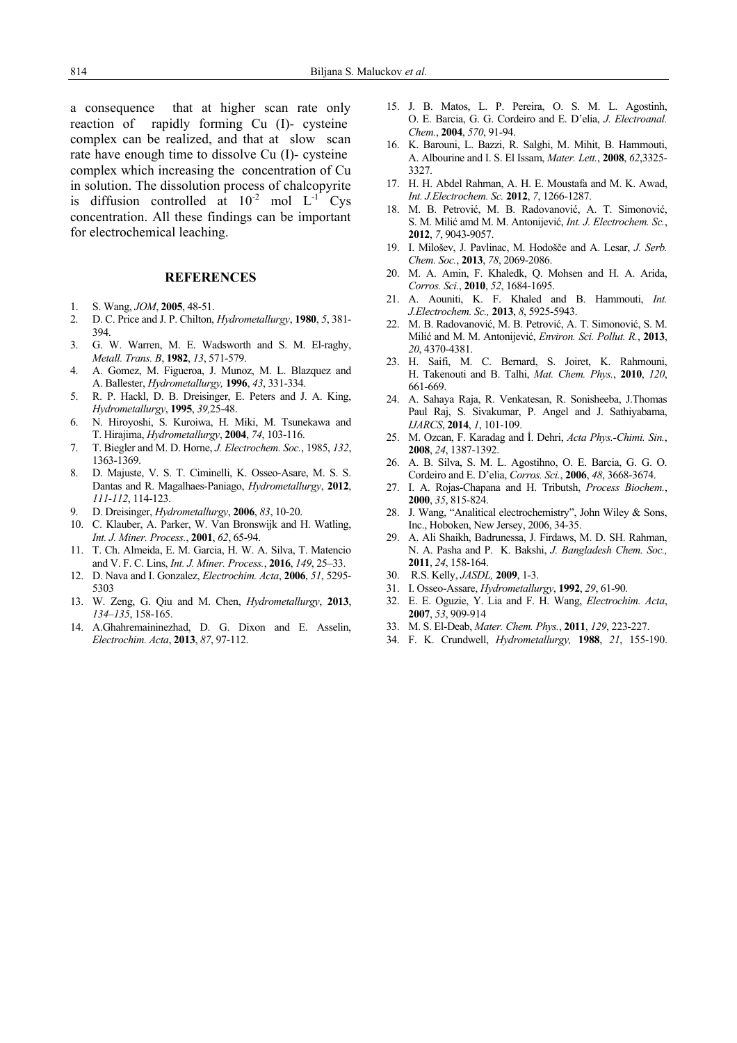a consequence that at higher scan rate only reaction of rapidly forming Cu (I)- cysteine complex can be realized, and that at slow scan rate have enough time to dissolve Cu (I)- cysteine complex which increasing the concentration of Cu in solution. The dissolution process of chalcopyrite is diffusion controlled at $10^{-2}$ mol $L^{-1}$ Cys concentration. All these findings can be important for electrochemical leaching.

## REFERENCES

1. S. Wang, *JOM*, **2005**, 48-51.
2. D. C. Price and J. P. Chilton, *Hydrometallurgy*, **1980**, *5*, 381-394.
3. G. W. Warren, M. E. Wadsworth and S. M. El-raghy, *Metall. Trans. B*, **1982**, *13*, 571-579.
4. A. Gomez, M. Figueroa, J. Munoz, M. L. Blazquez and A. Ballester, *Hydrometallurgy,* **1996**, *43*, 331-334.
5. R. P. Hackl, D. B. Dreisinger, E. Peters and J. A. King, *Hydrometallurgy*, **1995**, *39,*25-48.
6. N. Hiroyoshi, S. Kuroiwa, H. Miki, M. Tsunekawa and T. Hirajima, *Hydrometallurgy*, **2004**, *74*, 103-116.
7. T. Biegler and M. D. Horne, *J. Electrochem. Soc.*, 1985, *132*, 1363-1369.
8. D. Majuste, V. S. T. Ciminelli, K. Osseo-Asare, M. S. S. Dantas and R. Magalhaes-Paniago, *Hydrometallurgy*, **2012**, *111-112*, 114-123.
9. D. Dreisinger, *Hydrometallurgy*, **2006**, *83*, 10-20.
10. C. Klauber, A. Parker, W. Van Bronswijk and H. Watling, *Int. J. Miner. Process.*, **2001**, *62*, 65-94.
11. T. Ch. Almeida, E. M. Garcia, H. W. A. Silva, T. Matencio and V. F. C. Lins, *Int. J. Miner. Process.*, **2016**, *149*, 25–33.
12. D. Nava and I. Gonzalez, *Electrochim. Acta*, **2006**, *51*, 5295-5303
13. W. Zeng, G. Qiu and M. Chen, *Hydrometallurgy*, **2013**, *134–135*, 158-165.
14. A.Ghahremaininezhad, D. G. Dixon and E. Asselin, *Electrochim. Acta*, **2013**, *87*, 97-112.
15. J. B. Matos, L. P. Pereira, O. S. M. L. Agostinh, O. E. Barcia, G. G. Cordeiro and E. D'elia, *J. Electroanal. Chem.*, **2004**, *570*, 91-94.
16. K. Barouni, L. Bazzi, R. Salghi, M. Mihit, B. Hammouti, A. Albourine and I. S. El Issam, *Mater. Lett.*, **2008**, *62*,3325-3327.
17. H. H. Abdel Rahman, A. H. E. Moustafa and M. K. Awad, *Int. J.Electrochem. Sc.* **2012**, *7*, 1266-1287.
18. M. B. Petrović, M. B. Radovanović, A. T. Simonović, S. M. Milić amd M. M. Antonijević, *Int. J. Electrochem. Sc.*, **2012**, *7*, 9043-9057.
19. I. Milošev, J. Pavlinac, M. Hodošče and A. Lesar, *J. Serb. Chem. Soc.*, **2013**, *78*, 2069-2086.
20. M. A. Amin, F. Khaledk, Q. Mohsen and H. A. Arida, *Corros. Sci.*, **2010**, *52*, 1684-1695.
21. A. Aouniti, K. F. Khaled and B. Hammouti, *Int. J.Electrochem. Sc.,* **2013**, *8*, 5925-5943.
22. M. B. Radovanović, M. B. Petrović, A. T. Simonović, S. M. Milić and M. M. Antonijević, *Environ. Sci. Pollut. R.*, **2013**, *20*, 4370-4381.
23. H. Saifi, M. C. Bernard, S. Joiret, K. Rahmouni, H. Takenouti and B. Talhi, *Mat. Chem. Phys.*, **2010**, *120*, 661-669.
24. A. Sahaya Raja, R. Venkatesan, R. Sonisheeba, J.Thomas Paul Raj, S. Sivakumar, P. Angel and J. Sathiyabama, *IJARCS*, **2014**, *1*, 101-109.
25. M. Ozcan, F. Karadag and İ. Dehri, *Acta Phys.-Chimi. Sin.*, **2008**, *24*, 1387-1392.
26. A. B. Silva, S. M. L. Agostihno, O. E. Barcia, G. G. O. Cordeiro and E. D'elia, *Corros. Sci.*, **2006**, *48*, 3668-3674.
27. I. A. Rojas-Chapana and H. Tributsh, *Process Biochem.*, **2000**, *35*, 815-824.
28. J. Wang, "Analitical electrochemistry", John Wiley & Sons, Inc., Hoboken, New Jersey, 2006, 34-35.
29. A. Ali Shaikh, Badrunessa, J. Firdaws, M. D. SH. Rahman, N. A. Pasha and P. K. Bakshi, *J. Bangladesh Chem. Soc.,* **2011**, *24*, 158-164.
30. R.S. Kelly, *JASDL,* **2009**, 1-3.
31. I. Osseo-Assare, *Hydrometallurgy*, **1992**, *29*, 61-90.
32. E. E. Oguzie, Y. Lia and F. H. Wang, *Electrochim. Acta*, **2007**, *53*, 909-914
33. M. S. El-Deab, *Mater. Chem. Phys.*, **2011**, *129*, 223-227.
34. F. K. Crundwell, *Hydrometallurgy,* **1988**, *21*, 155-190.